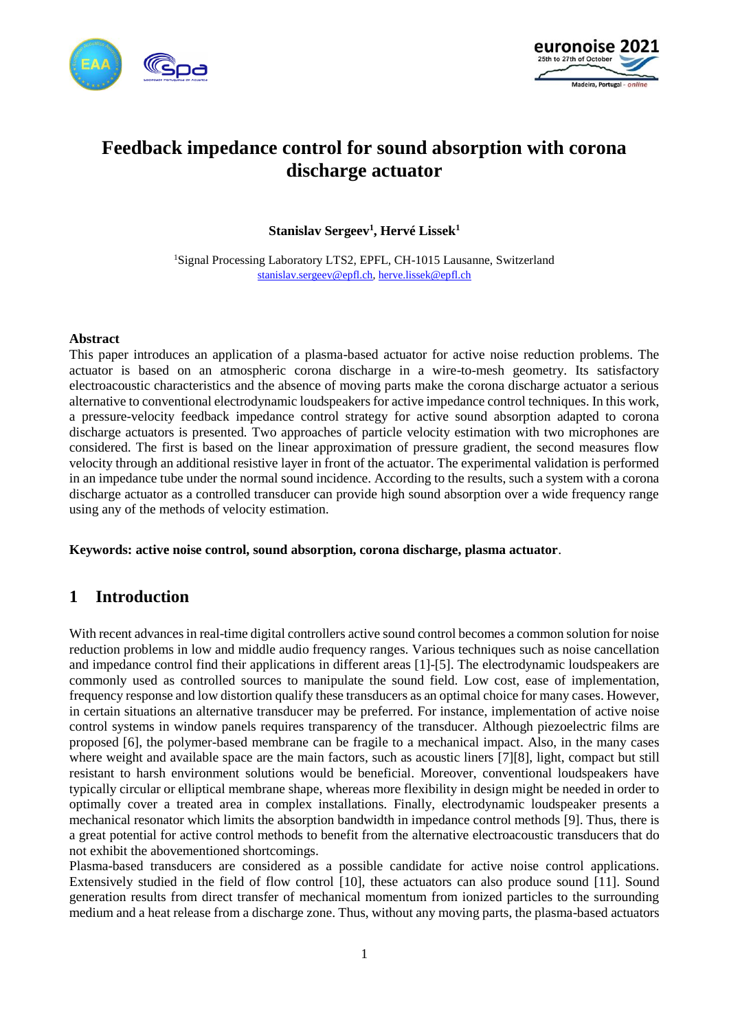# Feedback impedance control for sound absorption with corona discharge actuator

**Stanislav Sergeev[1], Hervé Lissek[1]**

[1]Signal Processing Laboratory LTS2, EPFL, CH-1015 Lausanne, Switzerland
stanislav.sergeev@epfl.ch, herve.lissek@epfl.ch

**Abstract**

This paper introduces an application of a plasma-based actuator for active noise reduction problems. The actuator is based on an atmospheric corona discharge in a wire-to-mesh geometry. Its satisfactory electroacoustic characteristics and the absence of moving parts make the corona discharge actuator a serious alternative to conventional electrodynamic loudspeakers for active impedance control techniques. In this work, a pressure-velocity feedback impedance control strategy for active sound absorption adapted to corona discharge actuators is presented. Two approaches of particle velocity estimation with two microphones are considered. The first is based on the linear approximation of pressure gradient, the second measures flow velocity through an additional resistive layer in front of the actuator. The experimental validation is performed in an impedance tube under the normal sound incidence. According to the results, such a system with a corona discharge actuator as a controlled transducer can provide high sound absorption over a wide frequency range using any of the methods of velocity estimation.

**Keywords: active noise control, sound absorption, corona discharge, plasma actuator**.

## 1 Introduction

With recent advances in real-time digital controllers active sound control becomes a common solution for noise reduction problems in low and middle audio frequency ranges. Various techniques such as noise cancellation and impedance control find their applications in different areas [1]-[5]. The electrodynamic loudspeakers are commonly used as controlled sources to manipulate the sound field. Low cost, ease of implementation, frequency response and low distortion qualify these transducers as an optimal choice for many cases. However, in certain situations an alternative transducer may be preferred. For instance, implementation of active noise control systems in window panels requires transparency of the transducer. Although piezoelectric films are proposed [6], the polymer-based membrane can be fragile to a mechanical impact. Also, in the many cases where weight and available space are the main factors, such as acoustic liners [7][8], light, compact but still resistant to harsh environment solutions would be beneficial. Moreover, conventional loudspeakers have typically circular or elliptical membrane shape, whereas more flexibility in design might be needed in order to optimally cover a treated area in complex installations. Finally, electrodynamic loudspeaker presents a mechanical resonator which limits the absorption bandwidth in impedance control methods [9]. Thus, there is a great potential for active control methods to benefit from the alternative electroacoustic transducers that do not exhibit the abovementioned shortcomings.

Plasma-based transducers are considered as a possible candidate for active noise control applications. Extensively studied in the field of flow control [10], these actuators can also produce sound [11]. Sound generation results from direct transfer of mechanical momentum from ionized particles to the surrounding medium and a heat release from a discharge zone. Thus, without any moving parts, the plasma-based actuators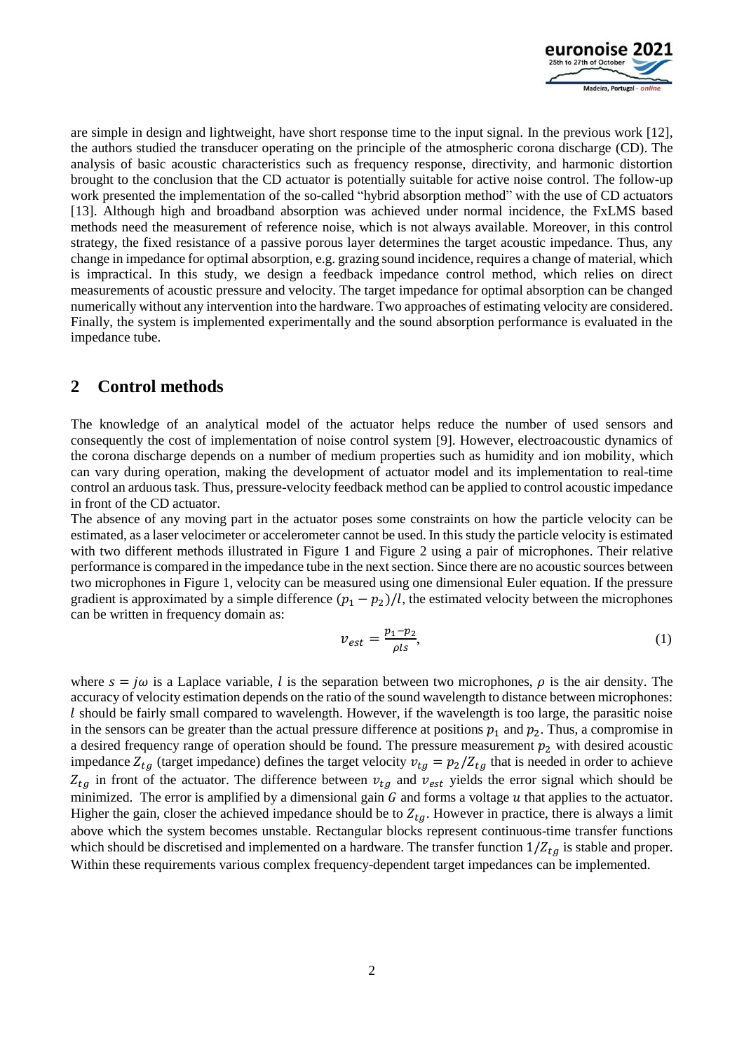are simple in design and lightweight, have short response time to the input signal. In the previous work [12], the authors studied the transducer operating on the principle of the atmospheric corona discharge (CD). The analysis of basic acoustic characteristics such as frequency response, directivity, and harmonic distortion brought to the conclusion that the CD actuator is potentially suitable for active noise control. The follow-up work presented the implementation of the so-called "hybrid absorption method" with the use of CD actuators [13]. Although high and broadband absorption was achieved under normal incidence, the FxLMS based methods need the measurement of reference noise, which is not always available. Moreover, in this control strategy, the fixed resistance of a passive porous layer determines the target acoustic impedance. Thus, any change in impedance for optimal absorption, e.g. grazing sound incidence, requires a change of material, which is impractical. In this study, we design a feedback impedance control method, which relies on direct measurements of acoustic pressure and velocity. The target impedance for optimal absorption can be changed numerically without any intervention into the hardware. Two approaches of estimating velocity are considered. Finally, the system is implemented experimentally and the sound absorption performance is evaluated in the impedance tube.

## 2 Control methods

The knowledge of an analytical model of the actuator helps reduce the number of used sensors and consequently the cost of implementation of noise control system [9]. However, electroacoustic dynamics of the corona discharge depends on a number of medium properties such as humidity and ion mobility, which can vary during operation, making the development of actuator model and its implementation to real-time control an arduous task. Thus, pressure-velocity feedback method can be applied to control acoustic impedance in front of the CD actuator.

The absence of any moving part in the actuator poses some constraints on how the particle velocity can be estimated, as a laser velocimeter or accelerometer cannot be used. In this study the particle velocity is estimated with two different methods illustrated in Figure 1 and Figure 2 using a pair of microphones. Their relative performance is compared in the impedance tube in the next section. Since there are no acoustic sources between two microphones in Figure 1, velocity can be measured using one dimensional Euler equation. If the pressure gradient is approximated by a simple difference $(p_1 - p_2)/l$, the estimated velocity between the microphones can be written in frequency domain as:

$$v_{est} = \frac{p_1 - p_2}{\rho l s}, \tag{1}$$

where $s = j\omega$ is a Laplace variable, $l$ is the separation between two microphones, $\rho$ is the air density. The accuracy of velocity estimation depends on the ratio of the sound wavelength to distance between microphones: $l$ should be fairly small compared to wavelength. However, if the wavelength is too large, the parasitic noise in the sensors can be greater than the actual pressure difference at positions $p_1$ and $p_2$. Thus, a compromise in a desired frequency range of operation should be found. The pressure measurement $p_2$ with desired acoustic impedance $Z_{tg}$ (target impedance) defines the target velocity $v_{tg} = p_2/Z_{tg}$ that is needed in order to achieve $Z_{tg}$ in front of the actuator. The difference between $v_{tg}$ and $v_{est}$ yields the error signal which should be minimized. The error is amplified by a dimensional gain $G$ and forms a voltage $u$ that applies to the actuator. Higher the gain, closer the achieved impedance should be to $Z_{tg}$. However in practice, there is always a limit above which the system becomes unstable. Rectangular blocks represent continuous-time transfer functions which should be discretised and implemented on a hardware. The transfer function $1/Z_{tg}$ is stable and proper. Within these requirements various complex frequency-dependent target impedances can be implemented.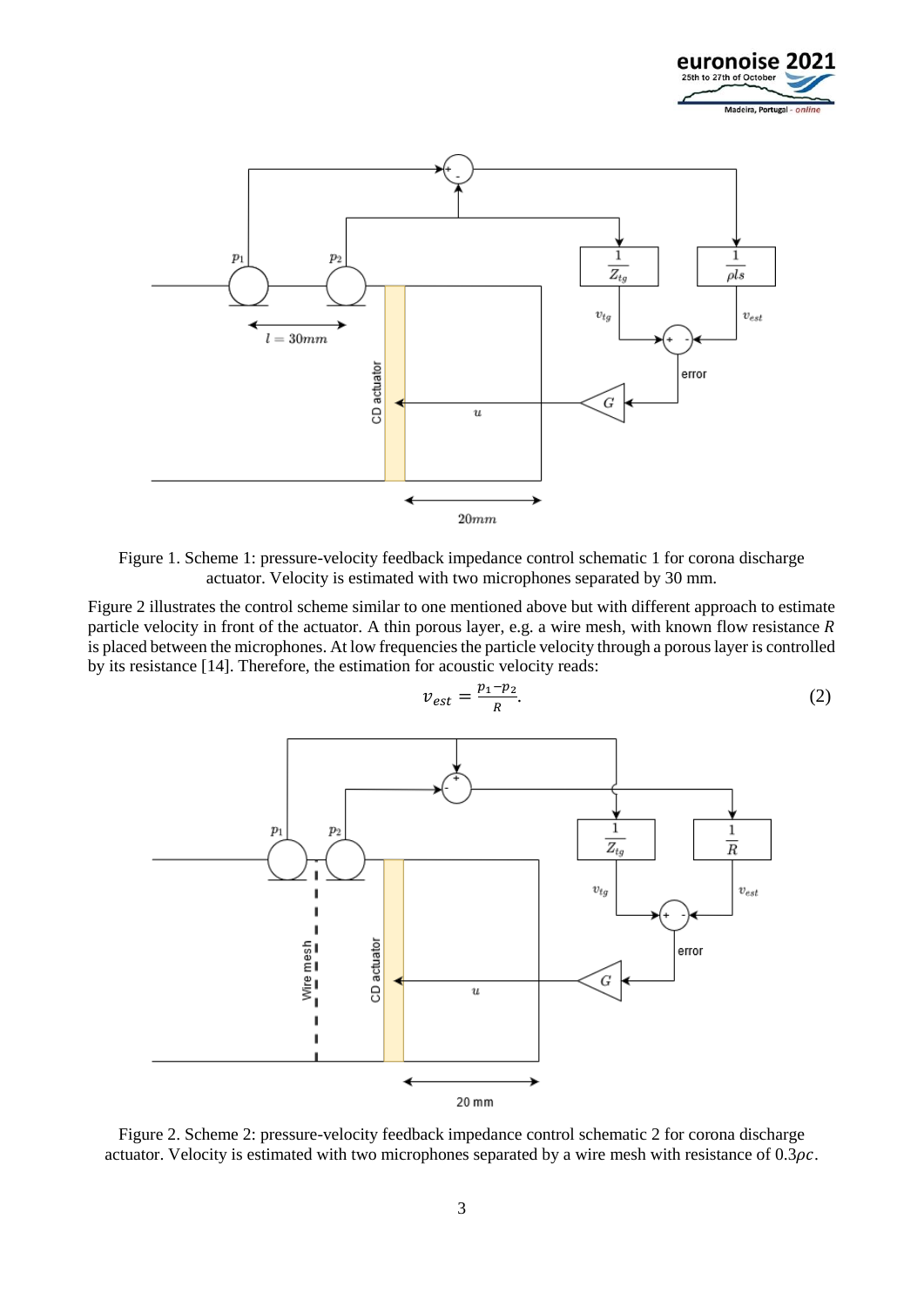Figure 1. Scheme 1: pressure-velocity feedback impedance control schematic 1 for corona discharge actuator. Velocity is estimated with two microphones separated by 30 mm.

Figure 2 illustrates the control scheme similar to one mentioned above but with different approach to estimate particle velocity in front of the actuator. A thin porous layer, e.g. a wire mesh, with known flow resistance $R$ is placed between the microphones. At low frequencies the particle velocity through a porous layer is controlled by its resistance [14]. Therefore, the estimation for acoustic velocity reads:

$$v_{est} = \frac{p_1 - p_2}{R}. \tag{2}$$

Figure 2. Scheme 2: pressure-velocity feedback impedance control schematic 2 for corona discharge actuator. Velocity is estimated with two microphones separated by a wire mesh with resistance of $0.3\rho c$.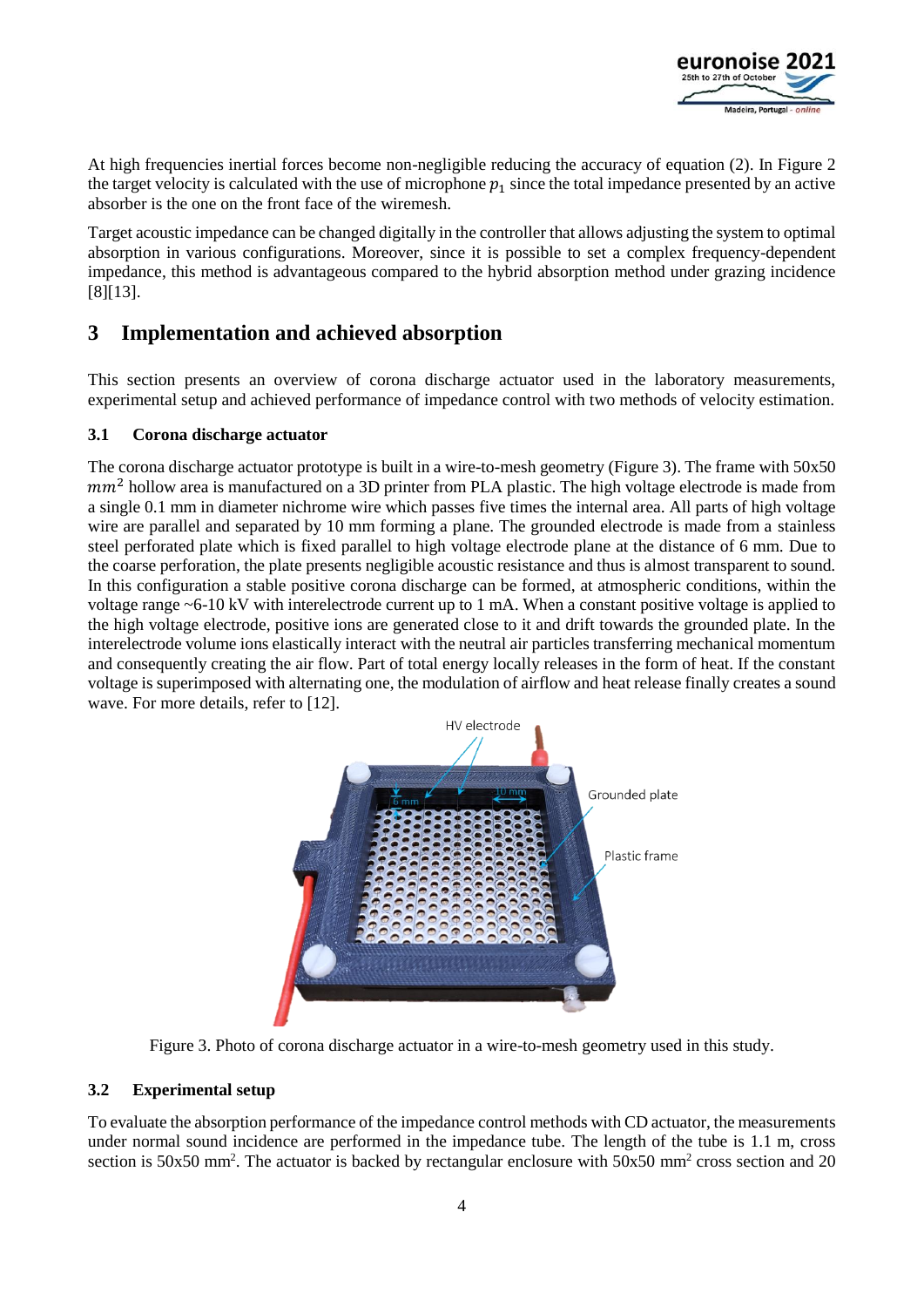At high frequencies inertial forces become non-negligible reducing the accuracy of equation (2). In Figure 2 the target velocity is calculated with the use of microphone $p_1$ since the total impedance presented by an active absorber is the one on the front face of the wiremesh.

Target acoustic impedance can be changed digitally in the controller that allows adjusting the system to optimal absorption in various configurations. Moreover, since it is possible to set a complex frequency-dependent impedance, this method is advantageous compared to the hybrid absorption method under grazing incidence [8][13].

# 3 Implementation and achieved absorption

This section presents an overview of corona discharge actuator used in the laboratory measurements, experimental setup and achieved performance of impedance control with two methods of velocity estimation.

## 3.1 Corona discharge actuator

The corona discharge actuator prototype is built in a wire-to-mesh geometry (Figure 3). The frame with 50x50 $mm^2$ hollow area is manufactured on a 3D printer from PLA plastic. The high voltage electrode is made from a single 0.1 mm in diameter nichrome wire which passes five times the internal area. All parts of high voltage wire are parallel and separated by 10 mm forming a plane. The grounded electrode is made from a stainless steel perforated plate which is fixed parallel to high voltage electrode plane at the distance of 6 mm. Due to the coarse perforation, the plate presents negligible acoustic resistance and thus is almost transparent to sound. In this configuration a stable positive corona discharge can be formed, at atmospheric conditions, within the voltage range ~6-10 kV with interelectrode current up to 1 mA. When a constant positive voltage is applied to the high voltage electrode, positive ions are generated close to it and drift towards the grounded plate. In the interelectrode volume ions elastically interact with the neutral air particles transferring mechanical momentum and consequently creating the air flow. Part of total energy locally releases in the form of heat. If the constant voltage is superimposed with alternating one, the modulation of airflow and heat release finally creates a sound wave. For more details, refer to [12].

Figure 3. Photo of corona discharge actuator in a wire-to-mesh geometry used in this study.

## 3.2 Experimental setup

To evaluate the absorption performance of the impedance control methods with CD actuator, the measurements under normal sound incidence are performed in the impedance tube. The length of the tube is 1.1 m, cross section is 50x50 mm$^2$. The actuator is backed by rectangular enclosure with 50x50 mm$^2$ cross section and 20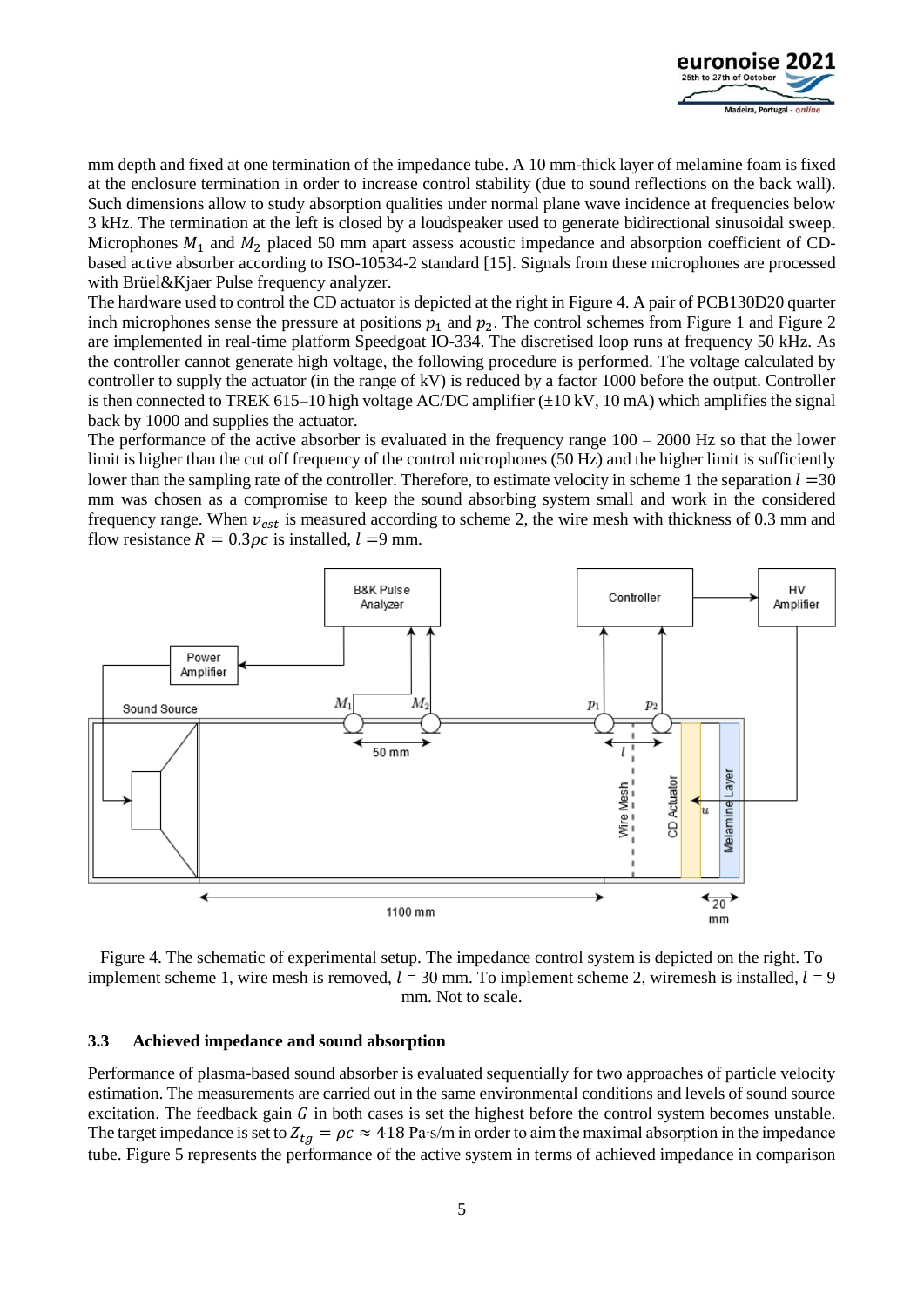mm depth and fixed at one termination of the impedance tube. A 10 mm-thick layer of melamine foam is fixed at the enclosure termination in order to increase control stability (due to sound reflections on the back wall). Such dimensions allow to study absorption qualities under normal plane wave incidence at frequencies below 3 kHz. The termination at the left is closed by a loudspeaker used to generate bidirectional sinusoidal sweep. Microphones $M_1$ and $M_2$ placed 50 mm apart assess acoustic impedance and absorption coefficient of CD-based active absorber according to ISO-10534-2 standard [15]. Signals from these microphones are processed with Brüel&Kjaer Pulse frequency analyzer.

The hardware used to control the CD actuator is depicted at the right in Figure 4. A pair of PCB130D20 quarter inch microphones sense the pressure at positions $p_1$ and $p_2$. The control schemes from Figure 1 and Figure 2 are implemented in real-time platform Speedgoat IO-334. The discretised loop runs at frequency 50 kHz. As the controller cannot generate high voltage, the following procedure is performed. The voltage calculated by controller to supply the actuator (in the range of kV) is reduced by a factor 1000 before the output. Controller is then connected to TREK 615–10 high voltage AC/DC amplifier (±10 kV, 10 mA) which amplifies the signal back by 1000 and supplies the actuator.

The performance of the active absorber is evaluated in the frequency range 100 – 2000 Hz so that the lower limit is higher than the cut off frequency of the control microphones (50 Hz) and the higher limit is sufficiently lower than the sampling rate of the controller. Therefore, to estimate velocity in scheme 1 the separation $l$ =30 mm was chosen as a compromise to keep the sound absorbing system small and work in the considered frequency range. When $v_{est}$ is measured according to scheme 2, the wire mesh with thickness of 0.3 mm and flow resistance $R = 0.3\rho c$ is installed, $l$ =9 mm.

Figure 4. The schematic of experimental setup. The impedance control system is depicted on the right. To implement scheme 1, wire mesh is removed, $l$ = 30 mm. To implement scheme 2, wiremesh is installed, $l$ = 9 mm. Not to scale.

### 3.3 Achieved impedance and sound absorption

Performance of plasma-based sound absorber is evaluated sequentially for two approaches of particle velocity estimation. The measurements are carried out in the same environmental conditions and levels of sound source excitation. The feedback gain $G$ in both cases is set the highest before the control system becomes unstable. The target impedance is set to $Z_{tg} = \rho c \approx 418$ Pa·s/m in order to aim the maximal absorption in the impedance tube. Figure 5 represents the performance of the active system in terms of achieved impedance in comparison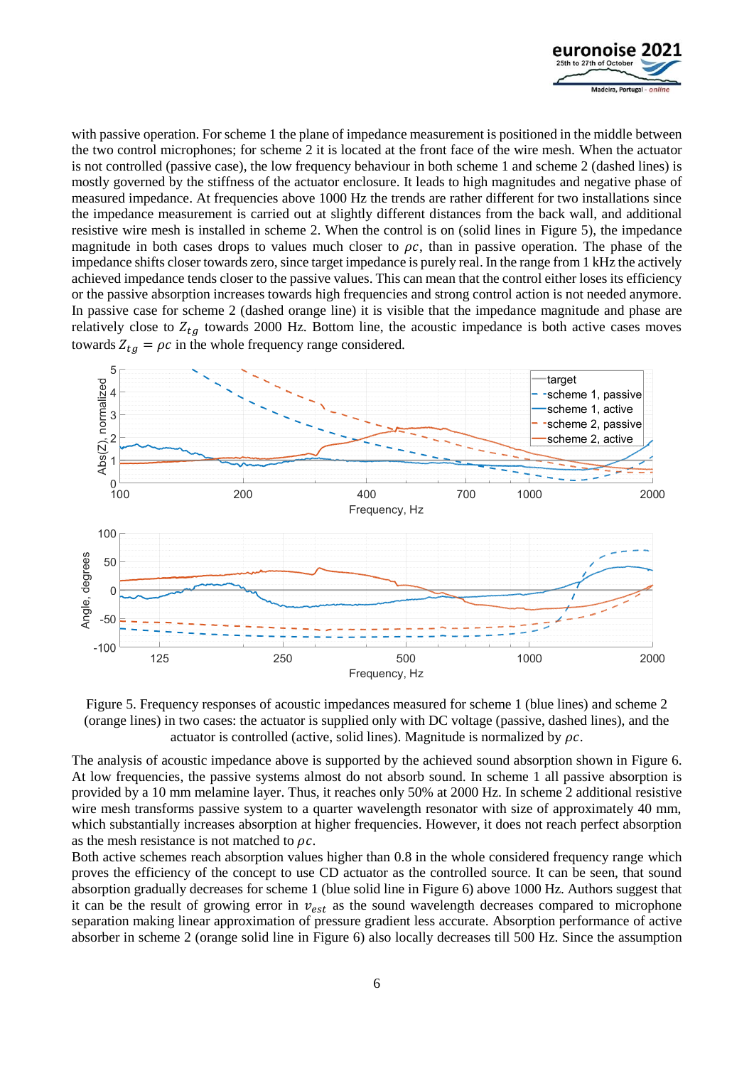with passive operation. For scheme 1 the plane of impedance measurement is positioned in the middle between the two control microphones; for scheme 2 it is located at the front face of the wire mesh. When the actuator is not controlled (passive case), the low frequency behaviour in both scheme 1 and scheme 2 (dashed lines) is mostly governed by the stiffness of the actuator enclosure. It leads to high magnitudes and negative phase of measured impedance. At frequencies above 1000 Hz the trends are rather different for two installations since the impedance measurement is carried out at slightly different distances from the back wall, and additional resistive wire mesh is installed in scheme 2. When the control is on (solid lines in Figure 5), the impedance magnitude in both cases drops to values much closer to $\rho c$, than in passive operation. The phase of the impedance shifts closer towards zero, since target impedance is purely real. In the range from 1 kHz the actively achieved impedance tends closer to the passive values. This can mean that the control either loses its efficiency or the passive absorption increases towards high frequencies and strong control action is not needed anymore. In passive case for scheme 2 (dashed orange line) it is visible that the impedance magnitude and phase are relatively close to $Z_{tg}$ towards 2000 Hz. Bottom line, the acoustic impedance is both active cases moves towards $Z_{tg} = \rho c$ in the whole frequency range considered.

Figure 5. Frequency responses of acoustic impedances measured for scheme 1 (blue lines) and scheme 2 (orange lines) in two cases: the actuator is supplied only with DC voltage (passive, dashed lines), and the actuator is controlled (active, solid lines). Magnitude is normalized by $\rho c$.

The analysis of acoustic impedance above is supported by the achieved sound absorption shown in Figure 6. At low frequencies, the passive systems almost do not absorb sound. In scheme 1 all passive absorption is provided by a 10 mm melamine layer. Thus, it reaches only 50% at 2000 Hz. In scheme 2 additional resistive wire mesh transforms passive system to a quarter wavelength resonator with size of approximately 40 mm, which substantially increases absorption at higher frequencies. However, it does not reach perfect absorption as the mesh resistance is not matched to $\rho c$.

Both active schemes reach absorption values higher than 0.8 in the whole considered frequency range which proves the efficiency of the concept to use CD actuator as the controlled source. It can be seen, that sound absorption gradually decreases for scheme 1 (blue solid line in Figure 6) above 1000 Hz. Authors suggest that it can be the result of growing error in $v_{est}$ as the sound wavelength decreases compared to microphone separation making linear approximation of pressure gradient less accurate. Absorption performance of active absorber in scheme 2 (orange solid line in Figure 6) also locally decreases till 500 Hz. Since the assumption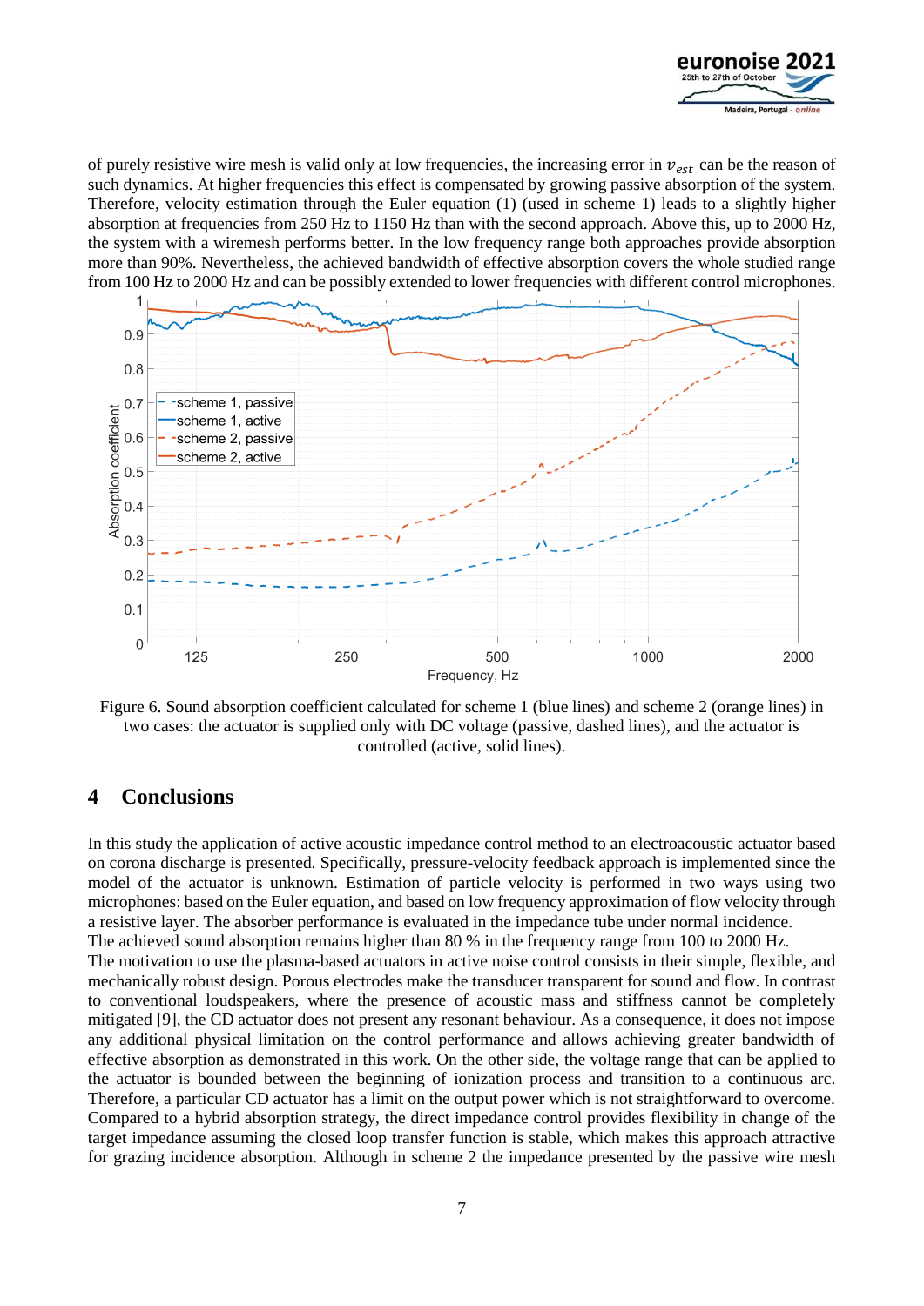of purely resistive wire mesh is valid only at low frequencies, the increasing error in $v_{est}$ can be the reason of such dynamics. At higher frequencies this effect is compensated by growing passive absorption of the system. Therefore, velocity estimation through the Euler equation (1) (used in scheme 1) leads to a slightly higher absorption at frequencies from 250 Hz to 1150 Hz than with the second approach. Above this, up to 2000 Hz, the system with a wiremesh performs better. In the low frequency range both approaches provide absorption more than 90%. Nevertheless, the achieved bandwidth of effective absorption covers the whole studied range from 100 Hz to 2000 Hz and can be possibly extended to lower frequencies with different control microphones.

Figure 6. Sound absorption coefficient calculated for scheme 1 (blue lines) and scheme 2 (orange lines) in two cases: the actuator is supplied only with DC voltage (passive, dashed lines), and the actuator is controlled (active, solid lines).

## 4 Conclusions

In this study the application of active acoustic impedance control method to an electroacoustic actuator based on corona discharge is presented. Specifically, pressure-velocity feedback approach is implemented since the model of the actuator is unknown. Estimation of particle velocity is performed in two ways using two microphones: based on the Euler equation, and based on low frequency approximation of flow velocity through a resistive layer. The absorber performance is evaluated in the impedance tube under normal incidence.
The achieved sound absorption remains higher than 80 % in the frequency range from 100 to 2000 Hz.
The motivation to use the plasma-based actuators in active noise control consists in their simple, flexible, and mechanically robust design. Porous electrodes make the transducer transparent for sound and flow. In contrast to conventional loudspeakers, where the presence of acoustic mass and stiffness cannot be completely mitigated [9], the CD actuator does not present any resonant behaviour. As a consequence, it does not impose any additional physical limitation on the control performance and allows achieving greater bandwidth of effective absorption as demonstrated in this work. On the other side, the voltage range that can be applied to the actuator is bounded between the beginning of ionization process and transition to a continuous arc. Therefore, a particular CD actuator has a limit on the output power which is not straightforward to overcome. Compared to a hybrid absorption strategy, the direct impedance control provides flexibility in change of the target impedance assuming the closed loop transfer function is stable, which makes this approach attractive for grazing incidence absorption. Although in scheme 2 the impedance presented by the passive wire mesh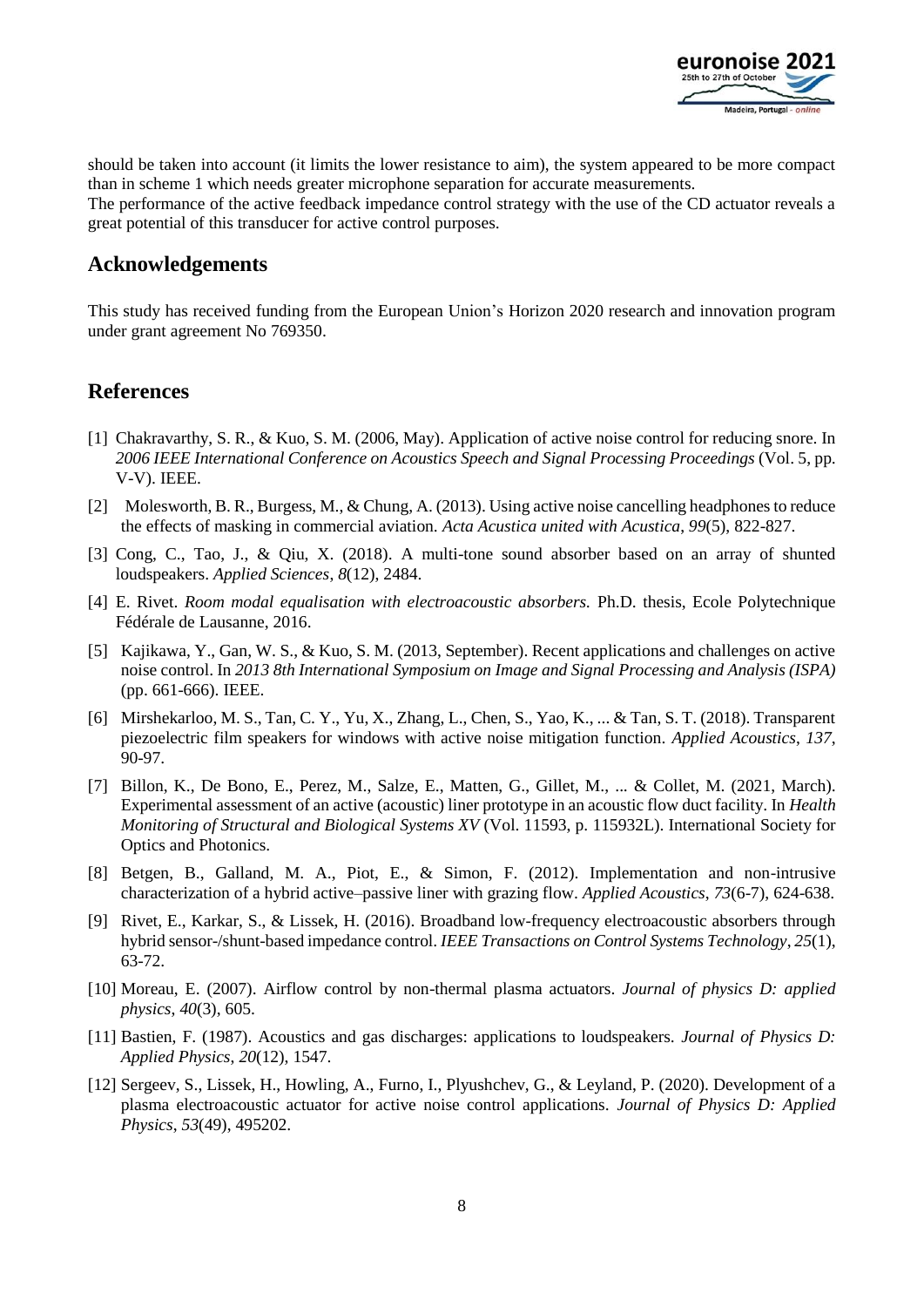should be taken into account (it limits the lower resistance to aim), the system appeared to be more compact than in scheme 1 which needs greater microphone separation for accurate measurements.

The performance of the active feedback impedance control strategy with the use of the CD actuator reveals a great potential of this transducer for active control purposes.

## Acknowledgements

This study has received funding from the European Union's Horizon 2020 research and innovation program under grant agreement No 769350.

## References

[1] Chakravarthy, S. R., & Kuo, S. M. (2006, May). Application of active noise control for reducing snore. In *2006 IEEE International Conference on Acoustics Speech and Signal Processing Proceedings* (Vol. 5, pp. V-V). IEEE.

[2] Molesworth, B. R., Burgess, M., & Chung, A. (2013). Using active noise cancelling headphones to reduce the effects of masking in commercial aviation. *Acta Acustica united with Acustica*, *99*(5), 822-827.

[3] Cong, C., Tao, J., & Qiu, X. (2018). A multi-tone sound absorber based on an array of shunted loudspeakers. *Applied Sciences*, *8*(12), 2484.

[4] E. Rivet. *Room modal equalisation with electroacoustic absorbers.* Ph.D. thesis, Ecole Polytechnique Fédérale de Lausanne, 2016.

[5] Kajikawa, Y., Gan, W. S., & Kuo, S. M. (2013, September). Recent applications and challenges on active noise control. In *2013 8th International Symposium on Image and Signal Processing and Analysis (ISPA)* (pp. 661-666). IEEE.

[6] Mirshekarloo, M. S., Tan, C. Y., Yu, X., Zhang, L., Chen, S., Yao, K., ... & Tan, S. T. (2018). Transparent piezoelectric film speakers for windows with active noise mitigation function. *Applied Acoustics*, *137*, 90-97.

[7] Billon, K., De Bono, E., Perez, M., Salze, E., Matten, G., Gillet, M., ... & Collet, M. (2021, March). Experimental assessment of an active (acoustic) liner prototype in an acoustic flow duct facility. In *Health Monitoring of Structural and Biological Systems XV* (Vol. 11593, p. 115932L). International Society for Optics and Photonics.

[8] Betgen, B., Galland, M. A., Piot, E., & Simon, F. (2012). Implementation and non-intrusive characterization of a hybrid active–passive liner with grazing flow. *Applied Acoustics*, *73*(6-7), 624-638.

[9] Rivet, E., Karkar, S., & Lissek, H. (2016). Broadband low-frequency electroacoustic absorbers through hybrid sensor-/shunt-based impedance control. *IEEE Transactions on Control Systems Technology*, *25*(1), 63-72.

[10] Moreau, E. (2007). Airflow control by non-thermal plasma actuators. *Journal of physics D: applied physics*, *40*(3), 605.

[11] Bastien, F. (1987). Acoustics and gas discharges: applications to loudspeakers. *Journal of Physics D: Applied Physics*, *20*(12), 1547.

[12] Sergeev, S., Lissek, H., Howling, A., Furno, I., Plyushchev, G., & Leyland, P. (2020). Development of a plasma electroacoustic actuator for active noise control applications. *Journal of Physics D: Applied Physics*, *53*(49), 495202.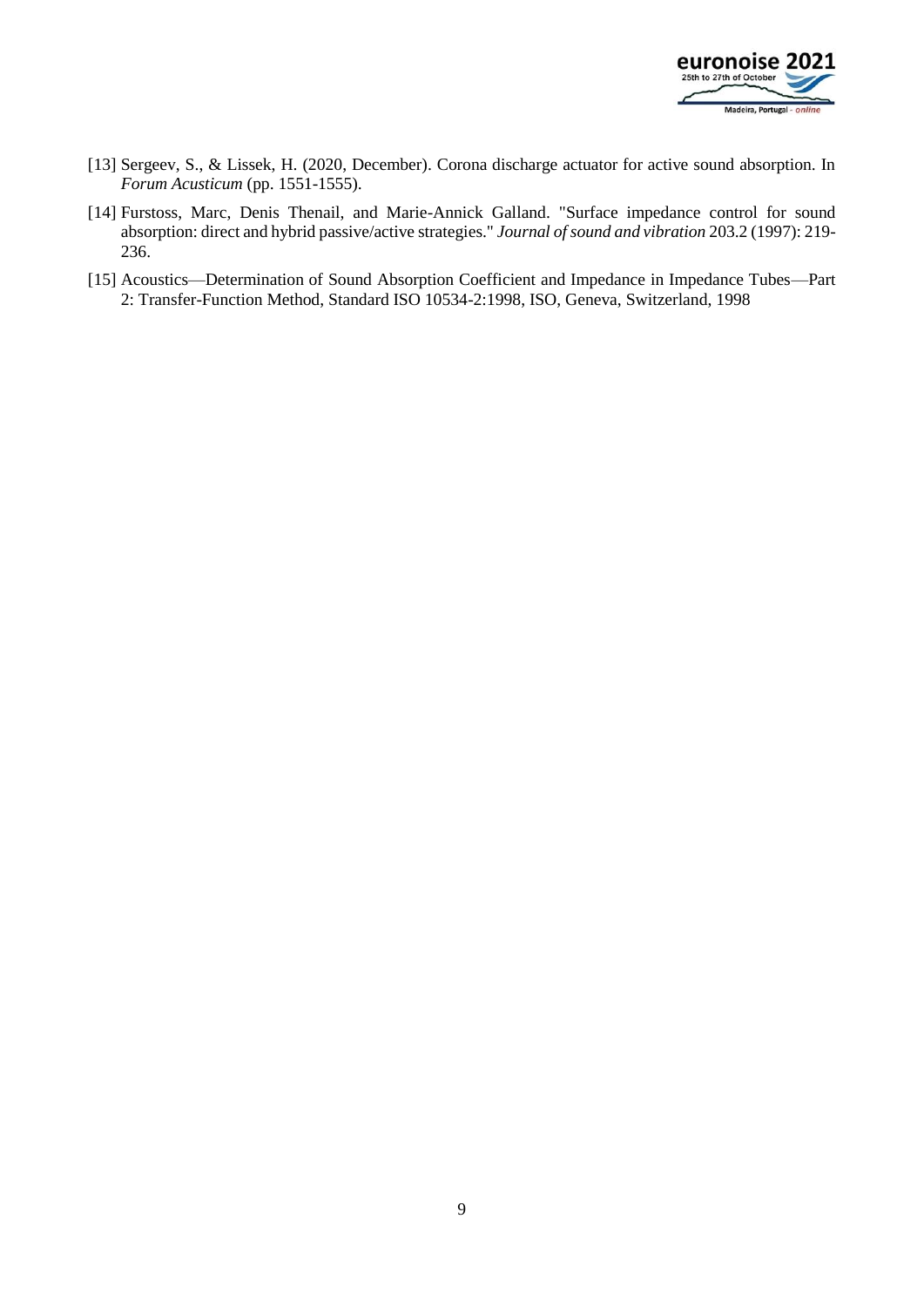[13] Sergeev, S., & Lissek, H. (2020, December). Corona discharge actuator for active sound absorption. In *Forum Acusticum* (pp. 1551-1555).

[14] Furstoss, Marc, Denis Thenail, and Marie-Annick Galland. "Surface impedance control for sound absorption: direct and hybrid passive/active strategies." *Journal of sound and vibration* 203.2 (1997): 219-236.

[15] Acoustics—Determination of Sound Absorption Coefficient and Impedance in Impedance Tubes—Part 2: Transfer-Function Method, Standard ISO 10534-2:1998, ISO, Geneva, Switzerland, 1998